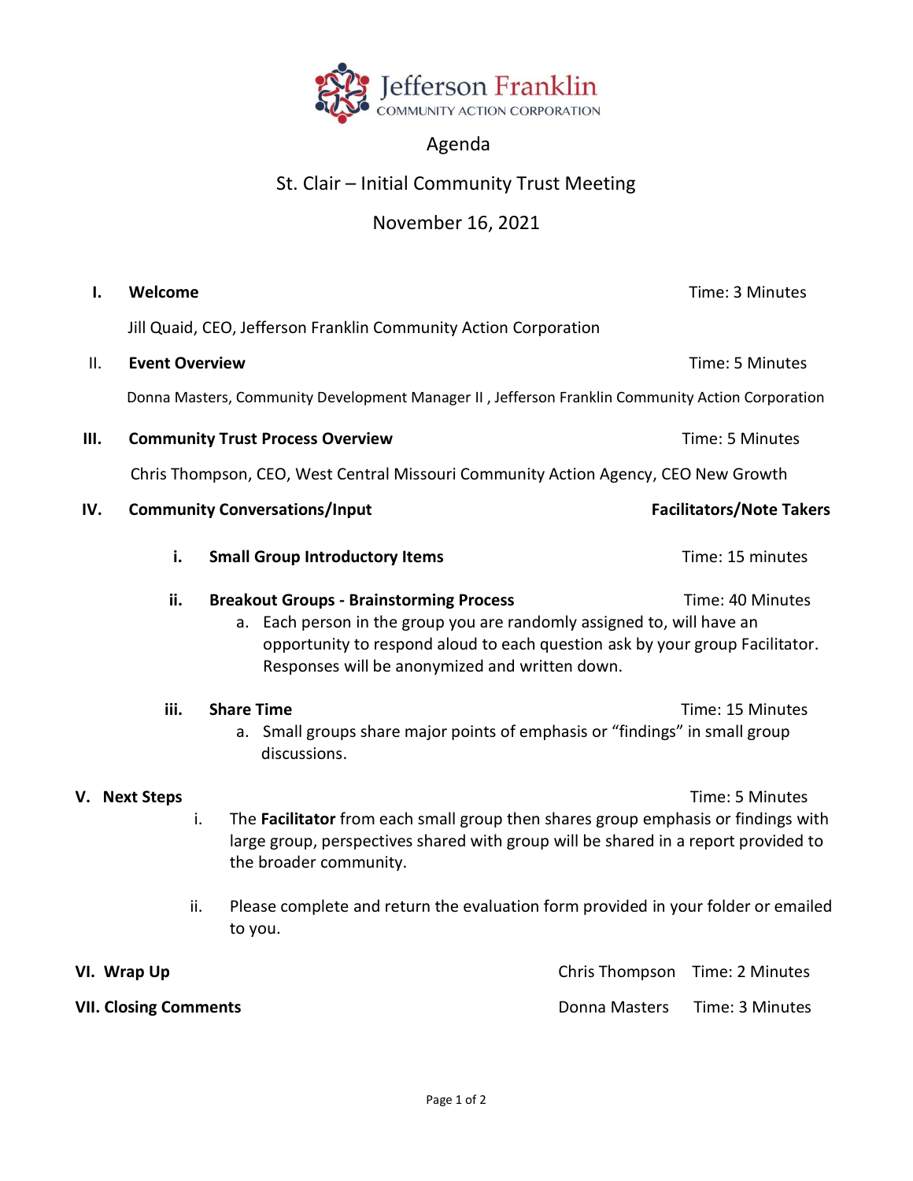Jefferson Franklin
COMMUNITY ACTION CORPORATION

# Agenda

## St. Clair – Initial Community Trust Meeting

## November 16, 2021

**I. Welcome** — Time: 3 Minutes

Jill Quaid, CEO, Jefferson Franklin Community Action Corporation

**II. Event Overview** — Time: 5 Minutes

Donna Masters, Community Development Manager II , Jefferson Franklin Community Action Corporation

**III. Community Trust Process Overview** — Time: 5 Minutes

Chris Thompson, CEO, West Central Missouri Community Action Agency, CEO New Growth

**IV. Community Conversations/Input** — **Facilitators/Note Takers**

- **i. Small Group Introductory Items** — Time: 15 minutes
- **ii. Breakout Groups - Brainstorming Process** — Time: 40 Minutes
  - a. Each person in the group you are randomly assigned to, will have an opportunity to respond aloud to each question ask by your group Facilitator. Responses will be anonymized and written down.
- **iii. Share Time** — Time: 15 Minutes
  - a. Small groups share major points of emphasis or "findings" in small group discussions.

**V. Next Steps** — Time: 5 Minutes

- i. The **Facilitator** from each small group then shares group emphasis or findings with large group, perspectives shared with group will be shared in a report provided to the broader community.
- ii. Please complete and return the evaluation form provided in your folder or emailed to you.

**VI. Wrap Up** — Chris Thompson — Time: 2 Minutes

**VII. Closing Comments** — Donna Masters — Time: 3 Minutes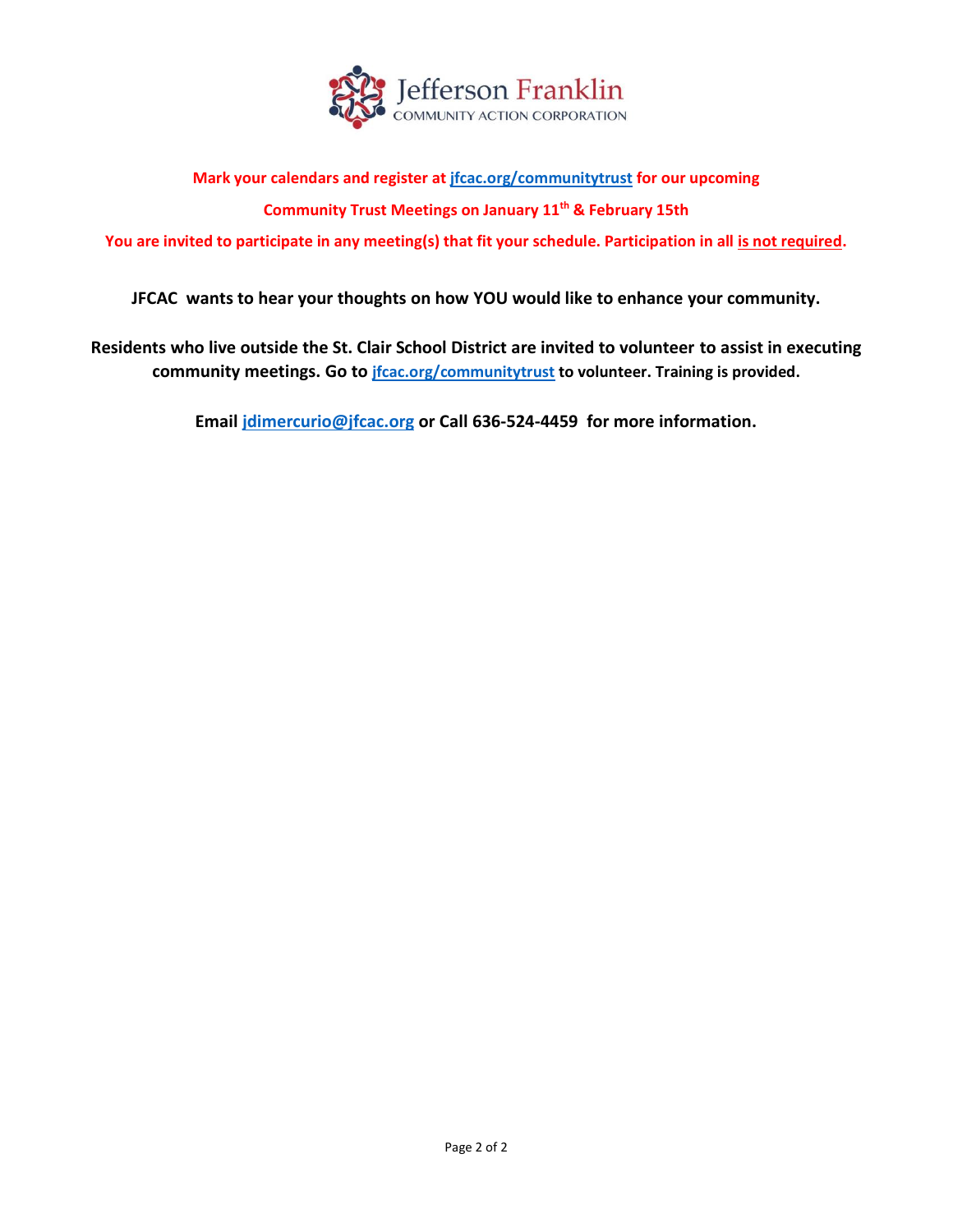Jefferson Franklin
COMMUNITY ACTION CORPORATION

**Mark your calendars and register at jfcac.org/communitytrust for our upcoming**

**Community Trust Meetings on January 11th & February 15th**

**You are invited to participate in any meeting(s) that fit your schedule. Participation in all is not required.**

**JFCAC wants to hear your thoughts on how YOU would like to enhance your community.**

**Residents who live outside the St. Clair School District are invited to volunteer to assist in executing community meetings. Go to jfcac.org/communitytrust to volunteer. Training is provided.**

**Email jdimercurio@jfcac.org or Call 636-524-4459 for more information.**